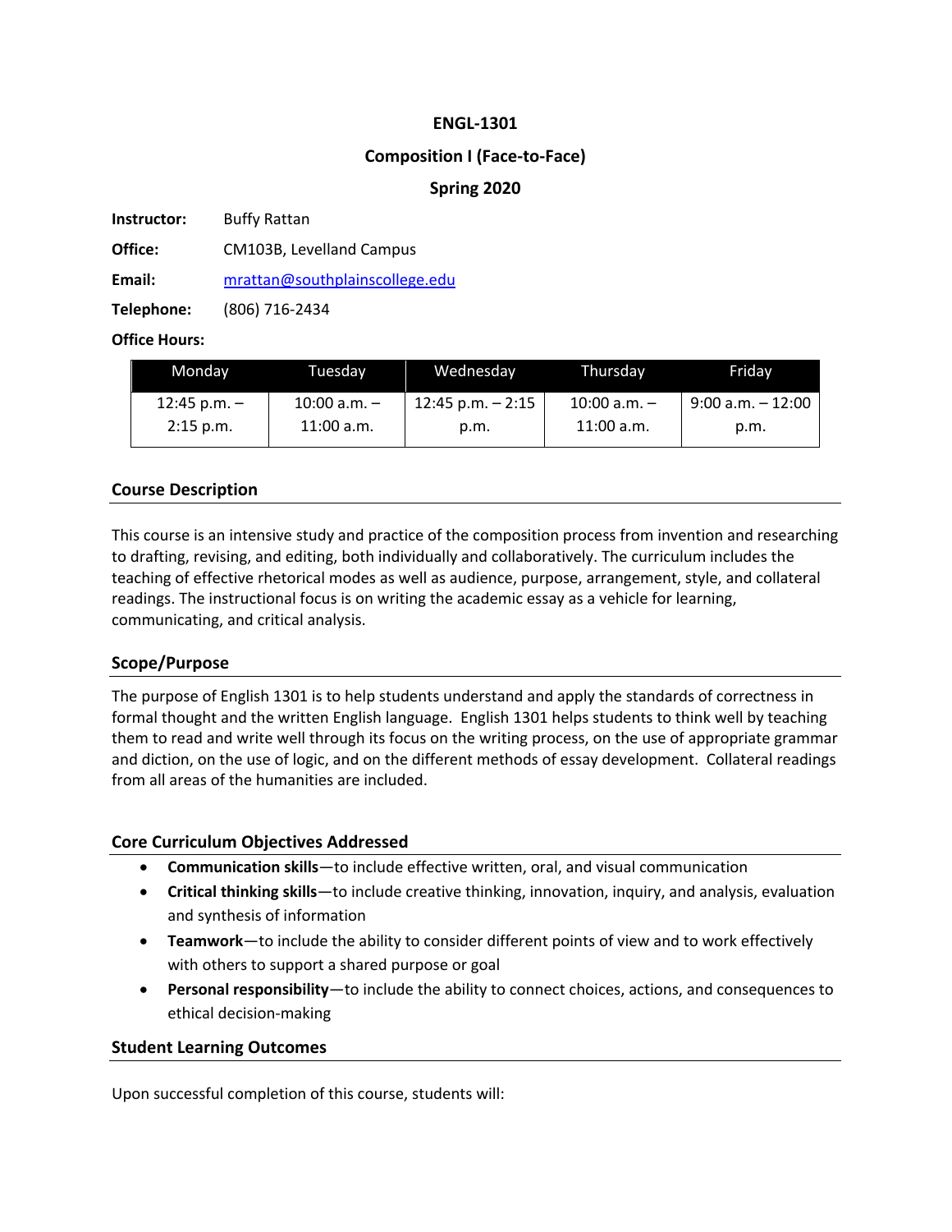**ENGL-1301**

**Composition I (Face-to-Face)**

**Spring 2020**

**Instructor:** Buffy Rattan

**Office:** CM103B, Levelland Campus

**Email:** mrattan@southplainscollege.edu

**Telephone:** (806) 716-2434

**Office Hours:**

| Monday | Tuesday | Wednesday | Thursday | Friday |
|---|---|---|---|---|
| 12:45 p.m. – 2:15 p.m. | 10:00 a.m. – 11:00 a.m. | 12:45 p.m. – 2:15 p.m. | 10:00 a.m. – 11:00 a.m. | 9:00 a.m. – 12:00 p.m. |

## Course Description

This course is an intensive study and practice of the composition process from invention and researching to drafting, revising, and editing, both individually and collaboratively. The curriculum includes the teaching of effective rhetorical modes as well as audience, purpose, arrangement, style, and collateral readings. The instructional focus is on writing the academic essay as a vehicle for learning, communicating, and critical analysis.

## Scope/Purpose

The purpose of English 1301 is to help students understand and apply the standards of correctness in formal thought and the written English language. English 1301 helps students to think well by teaching them to read and write well through its focus on the writing process, on the use of appropriate grammar and diction, on the use of logic, and on the different methods of essay development. Collateral readings from all areas of the humanities are included.

## Core Curriculum Objectives Addressed

- **Communication skills**—to include effective written, oral, and visual communication
- **Critical thinking skills**—to include creative thinking, innovation, inquiry, and analysis, evaluation and synthesis of information
- **Teamwork**—to include the ability to consider different points of view and to work effectively with others to support a shared purpose or goal
- **Personal responsibility**—to include the ability to connect choices, actions, and consequences to ethical decision-making

## Student Learning Outcomes

Upon successful completion of this course, students will: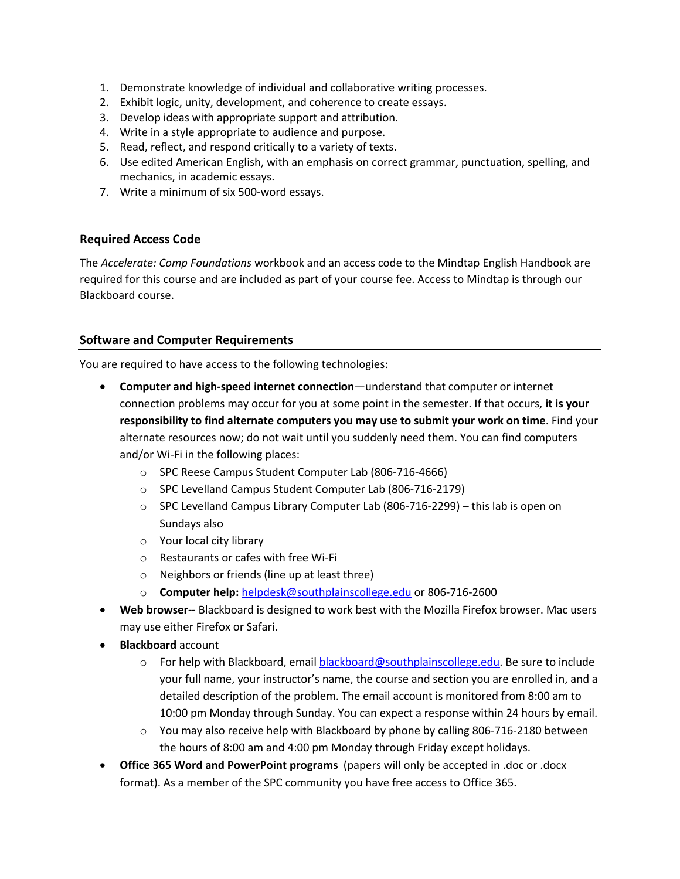1. Demonstrate knowledge of individual and collaborative writing processes.
2. Exhibit logic, unity, development, and coherence to create essays.
3. Develop ideas with appropriate support and attribution.
4. Write in a style appropriate to audience and purpose.
5. Read, reflect, and respond critically to a variety of texts.
6. Use edited American English, with an emphasis on correct grammar, punctuation, spelling, and mechanics, in academic essays.
7. Write a minimum of six 500-word essays.

## Required Access Code

The *Accelerate: Comp Foundations* workbook and an access code to the Mindtap English Handbook are required for this course and are included as part of your course fee. Access to Mindtap is through our Blackboard course.

## Software and Computer Requirements

You are required to have access to the following technologies:

- **Computer and high-speed internet connection**—understand that computer or internet connection problems may occur for you at some point in the semester. If that occurs, **it is your responsibility to find alternate computers you may use to submit your work on time**. Find your alternate resources now; do not wait until you suddenly need them. You can find computers and/or Wi-Fi in the following places:
  - SPC Reese Campus Student Computer Lab (806-716-4666)
  - SPC Levelland Campus Student Computer Lab (806-716-2179)
  - SPC Levelland Campus Library Computer Lab (806-716-2299) – this lab is open on Sundays also
  - Your local city library
  - Restaurants or cafes with free Wi-Fi
  - Neighbors or friends (line up at least three)
  - **Computer help:** helpdesk@southplainscollege.edu or 806-716-2600
- **Web browser--** Blackboard is designed to work best with the Mozilla Firefox browser. Mac users may use either Firefox or Safari.
- **Blackboard** account
  - For help with Blackboard, email blackboard@southplainscollege.edu. Be sure to include your full name, your instructor's name, the course and section you are enrolled in, and a detailed description of the problem. The email account is monitored from 8:00 am to 10:00 pm Monday through Sunday. You can expect a response within 24 hours by email.
  - You may also receive help with Blackboard by phone by calling 806-716-2180 between the hours of 8:00 am and 4:00 pm Monday through Friday except holidays.
- **Office 365 Word and PowerPoint programs** (papers will only be accepted in .doc or .docx format). As a member of the SPC community you have free access to Office 365.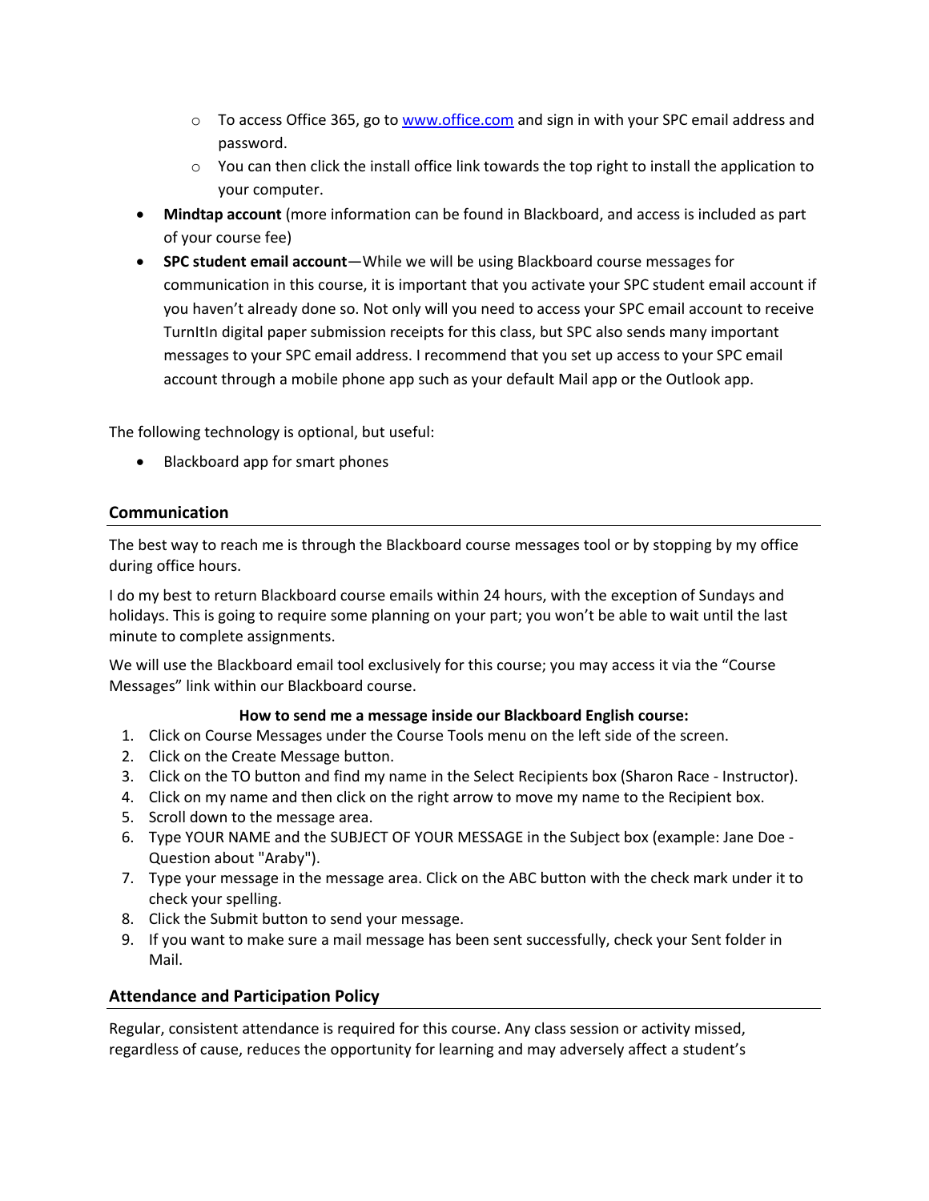- To access Office 365, go to [www.office.com](http://www.office.com) and sign in with your SPC email address and password.
  - You can then click the install office link towards the top right to install the application to your computer.
- **Mindtap account** (more information can be found in Blackboard, and access is included as part of your course fee)
- **SPC student email account**—While we will be using Blackboard course messages for communication in this course, it is important that you activate your SPC student email account if you haven't already done so. Not only will you need to access your SPC email account to receive TurnItIn digital paper submission receipts for this class, but SPC also sends many important messages to your SPC email address. I recommend that you set up access to your SPC email account through a mobile phone app such as your default Mail app or the Outlook app.

The following technology is optional, but useful:

- Blackboard app for smart phones

## Communication

The best way to reach me is through the Blackboard course messages tool or by stopping by my office during office hours.

I do my best to return Blackboard course emails within 24 hours, with the exception of Sundays and holidays. This is going to require some planning on your part; you won't be able to wait until the last minute to complete assignments.

We will use the Blackboard email tool exclusively for this course; you may access it via the "Course Messages" link within our Blackboard course.

**How to send me a message inside our Blackboard English course:**

1. Click on Course Messages under the Course Tools menu on the left side of the screen.
2. Click on the Create Message button.
3. Click on the TO button and find my name in the Select Recipients box (Sharon Race - Instructor).
4. Click on my name and then click on the right arrow to move my name to the Recipient box.
5. Scroll down to the message area.
6. Type YOUR NAME and the SUBJECT OF YOUR MESSAGE in the Subject box (example: Jane Doe - Question about "Araby").
7. Type your message in the message area. Click on the ABC button with the check mark under it to check your spelling.
8. Click the Submit button to send your message.
9. If you want to make sure a mail message has been sent successfully, check your Sent folder in Mail.

## Attendance and Participation Policy

Regular, consistent attendance is required for this course. Any class session or activity missed, regardless of cause, reduces the opportunity for learning and may adversely affect a student's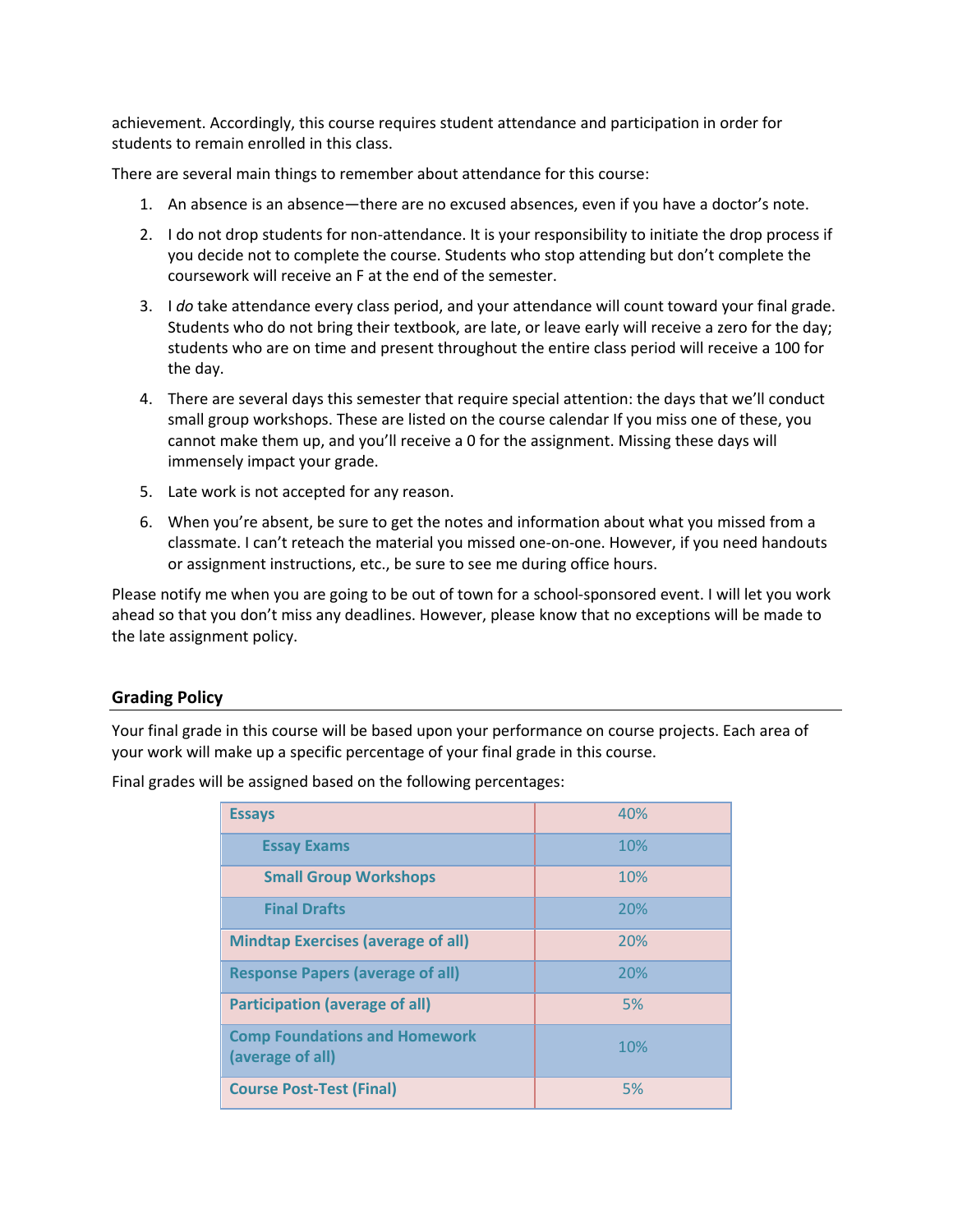achievement. Accordingly, this course requires student attendance and participation in order for students to remain enrolled in this class.

There are several main things to remember about attendance for this course:

1. An absence is an absence—there are no excused absences, even if you have a doctor's note.
2. I do not drop students for non-attendance. It is your responsibility to initiate the drop process if you decide not to complete the course. Students who stop attending but don't complete the coursework will receive an F at the end of the semester.
3. I *do* take attendance every class period, and your attendance will count toward your final grade. Students who do not bring their textbook, are late, or leave early will receive a zero for the day; students who are on time and present throughout the entire class period will receive a 100 for the day.
4. There are several days this semester that require special attention: the days that we'll conduct small group workshops. These are listed on the course calendar If you miss one of these, you cannot make them up, and you'll receive a 0 for the assignment. Missing these days will immensely impact your grade.
5. Late work is not accepted for any reason.
6. When you're absent, be sure to get the notes and information about what you missed from a classmate. I can't reteach the material you missed one-on-one. However, if you need handouts or assignment instructions, etc., be sure to see me during office hours.

Please notify me when you are going to be out of town for a school-sponsored event. I will let you work ahead so that you don't miss any deadlines. However, please know that no exceptions will be made to the late assignment policy.

## Grading Policy

Your final grade in this course will be based upon your performance on course projects. Each area of your work will make up a specific percentage of your final grade in this course.

Final grades will be assigned based on the following percentages:

| Category | Percentage |
| --- | --- |
| **Essays** | 40% |
| **Essay Exams** | 10% |
| **Small Group Workshops** | 10% |
| **Final Drafts** | 20% |
| **Mindtap Exercises (average of all)** | 20% |
| **Response Papers (average of all)** | 20% |
| **Participation (average of all)** | 5% |
| **Comp Foundations and Homework (average of all)** | 10% |
| **Course Post-Test (Final)** | 5% |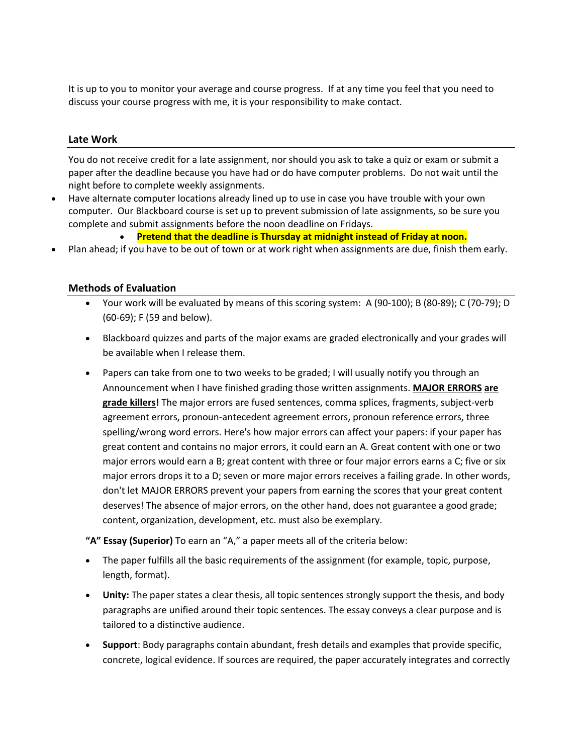It is up to you to monitor your average and course progress. If at any time you feel that you need to discuss your course progress with me, it is your responsibility to make contact.

## Late Work

You do not receive credit for a late assignment, nor should you ask to take a quiz or exam or submit a paper after the deadline because you have had or do have computer problems. Do not wait until the night before to complete weekly assignments.

- Have alternate computer locations already lined up to use in case you have trouble with your own computer. Our Blackboard course is set up to prevent submission of late assignments, so be sure you complete and submit assignments before the noon deadline on Fridays.
  - **Pretend that the deadline is Thursday at midnight instead of Friday at noon.**
- Plan ahead; if you have to be out of town or at work right when assignments are due, finish them early.

## Methods of Evaluation

- Your work will be evaluated by means of this scoring system: A (90-100); B (80-89); C (70-79); D (60-69); F (59 and below).
- Blackboard quizzes and parts of the major exams are graded electronically and your grades will be available when I release them.
- Papers can take from one to two weeks to be graded; I will usually notify you through an Announcement when I have finished grading those written assignments. **MAJOR ERRORS are grade killers!** The major errors are fused sentences, comma splices, fragments, subject-verb agreement errors, pronoun-antecedent agreement errors, pronoun reference errors, three spelling/wrong word errors. Here's how major errors can affect your papers: if your paper has great content and contains no major errors, it could earn an A. Great content with one or two major errors would earn a B; great content with three or four major errors earns a C; five or six major errors drops it to a D; seven or more major errors receives a failing grade. In other words, don't let MAJOR ERRORS prevent your papers from earning the scores that your great content deserves! The absence of major errors, on the other hand, does not guarantee a good grade; content, organization, development, etc. must also be exemplary.

**"A" Essay (Superior)** To earn an "A," a paper meets all of the criteria below:

- The paper fulfills all the basic requirements of the assignment (for example, topic, purpose, length, format).
- **Unity:** The paper states a clear thesis, all topic sentences strongly support the thesis, and body paragraphs are unified around their topic sentences. The essay conveys a clear purpose and is tailored to a distinctive audience.
- **Support**: Body paragraphs contain abundant, fresh details and examples that provide specific, concrete, logical evidence. If sources are required, the paper accurately integrates and correctly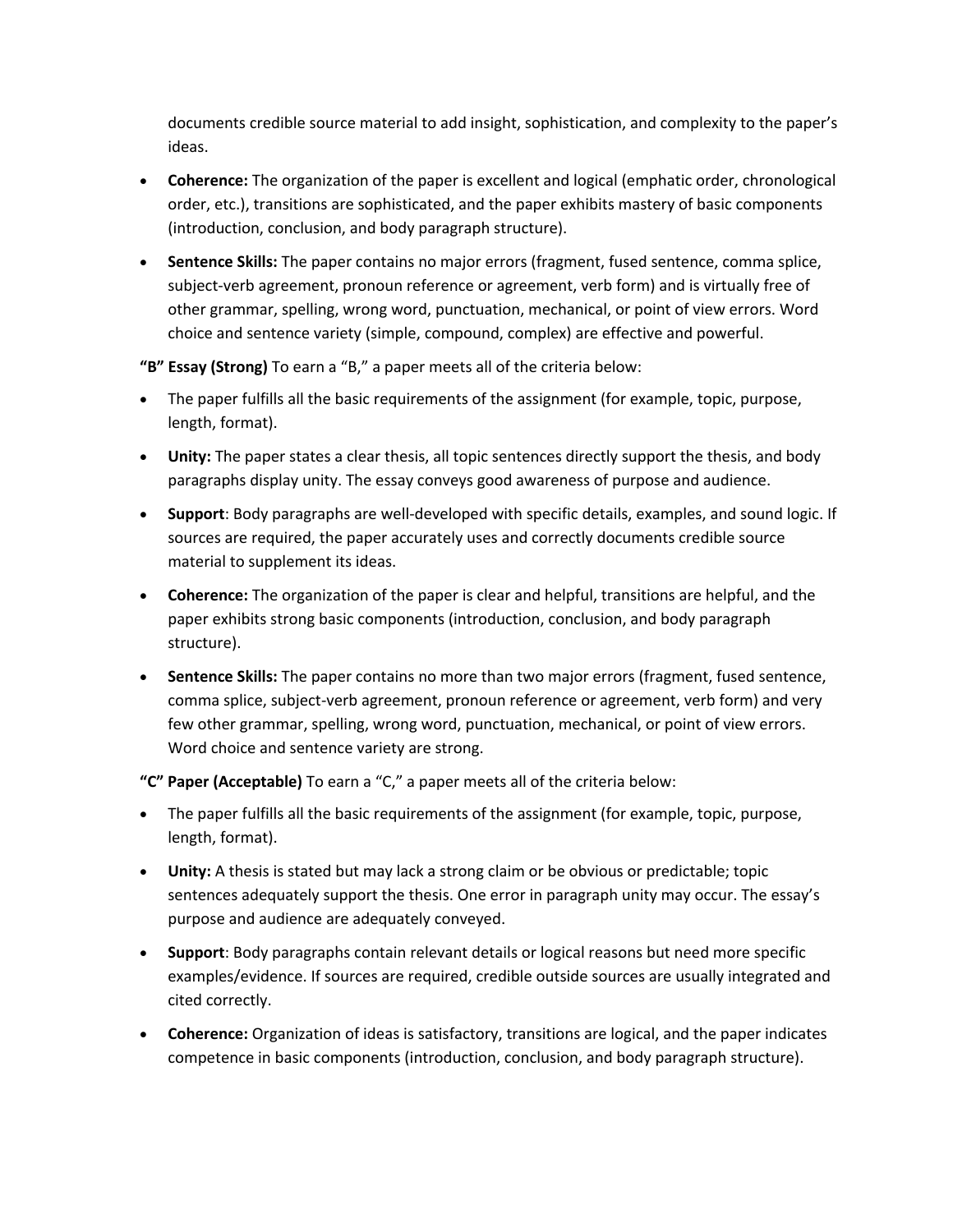documents credible source material to add insight, sophistication, and complexity to the paper's ideas.

- **Coherence:** The organization of the paper is excellent and logical (emphatic order, chronological order, etc.), transitions are sophisticated, and the paper exhibits mastery of basic components (introduction, conclusion, and body paragraph structure).
- **Sentence Skills:** The paper contains no major errors (fragment, fused sentence, comma splice, subject-verb agreement, pronoun reference or agreement, verb form) and is virtually free of other grammar, spelling, wrong word, punctuation, mechanical, or point of view errors. Word choice and sentence variety (simple, compound, complex) are effective and powerful.

**"B" Essay (Strong)** To earn a "B," a paper meets all of the criteria below:

- The paper fulfills all the basic requirements of the assignment (for example, topic, purpose, length, format).
- **Unity:** The paper states a clear thesis, all topic sentences directly support the thesis, and body paragraphs display unity. The essay conveys good awareness of purpose and audience.
- **Support**: Body paragraphs are well-developed with specific details, examples, and sound logic. If sources are required, the paper accurately uses and correctly documents credible source material to supplement its ideas.
- **Coherence:** The organization of the paper is clear and helpful, transitions are helpful, and the paper exhibits strong basic components (introduction, conclusion, and body paragraph structure).
- **Sentence Skills:** The paper contains no more than two major errors (fragment, fused sentence, comma splice, subject-verb agreement, pronoun reference or agreement, verb form) and very few other grammar, spelling, wrong word, punctuation, mechanical, or point of view errors. Word choice and sentence variety are strong.

**"C" Paper (Acceptable)** To earn a "C," a paper meets all of the criteria below:

- The paper fulfills all the basic requirements of the assignment (for example, topic, purpose, length, format).
- **Unity:** A thesis is stated but may lack a strong claim or be obvious or predictable; topic sentences adequately support the thesis. One error in paragraph unity may occur. The essay's purpose and audience are adequately conveyed.
- **Support**: Body paragraphs contain relevant details or logical reasons but need more specific examples/evidence. If sources are required, credible outside sources are usually integrated and cited correctly.
- **Coherence:** Organization of ideas is satisfactory, transitions are logical, and the paper indicates competence in basic components (introduction, conclusion, and body paragraph structure).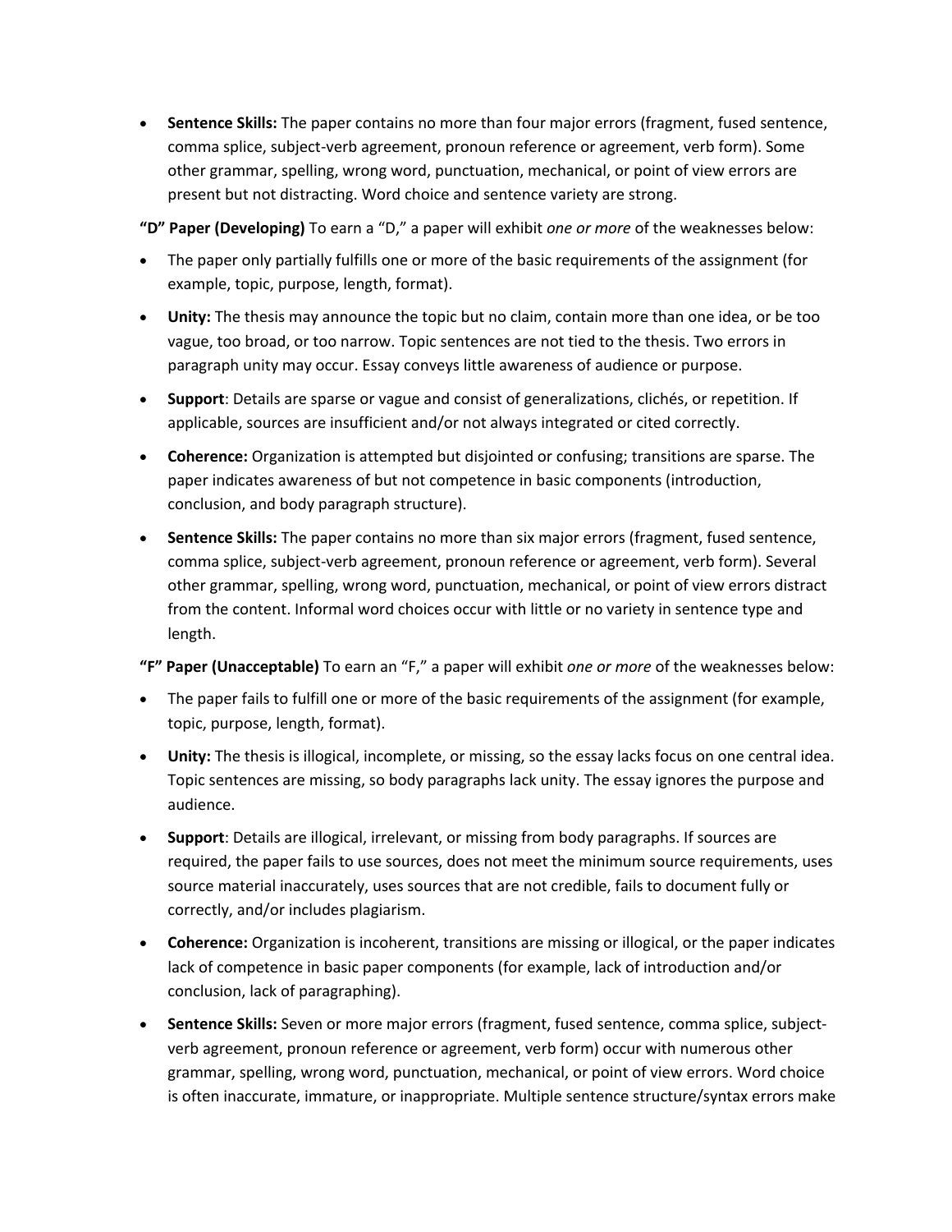- **Sentence Skills:** The paper contains no more than four major errors (fragment, fused sentence, comma splice, subject-verb agreement, pronoun reference or agreement, verb form). Some other grammar, spelling, wrong word, punctuation, mechanical, or point of view errors are present but not distracting. Word choice and sentence variety are strong.

**"D" Paper (Developing)** To earn a "D," a paper will exhibit *one or more* of the weaknesses below:

- The paper only partially fulfills one or more of the basic requirements of the assignment (for example, topic, purpose, length, format).
- **Unity:** The thesis may announce the topic but no claim, contain more than one idea, or be too vague, too broad, or too narrow. Topic sentences are not tied to the thesis. Two errors in paragraph unity may occur. Essay conveys little awareness of audience or purpose.
- **Support**: Details are sparse or vague and consist of generalizations, clichés, or repetition. If applicable, sources are insufficient and/or not always integrated or cited correctly.
- **Coherence:** Organization is attempted but disjointed or confusing; transitions are sparse. The paper indicates awareness of but not competence in basic components (introduction, conclusion, and body paragraph structure).
- **Sentence Skills:** The paper contains no more than six major errors (fragment, fused sentence, comma splice, subject-verb agreement, pronoun reference or agreement, verb form). Several other grammar, spelling, wrong word, punctuation, mechanical, or point of view errors distract from the content. Informal word choices occur with little or no variety in sentence type and length.

**"F" Paper (Unacceptable)** To earn an "F," a paper will exhibit *one or more* of the weaknesses below:

- The paper fails to fulfill one or more of the basic requirements of the assignment (for example, topic, purpose, length, format).
- **Unity:** The thesis is illogical, incomplete, or missing, so the essay lacks focus on one central idea. Topic sentences are missing, so body paragraphs lack unity. The essay ignores the purpose and audience.
- **Support**: Details are illogical, irrelevant, or missing from body paragraphs. If sources are required, the paper fails to use sources, does not meet the minimum source requirements, uses source material inaccurately, uses sources that are not credible, fails to document fully or correctly, and/or includes plagiarism.
- **Coherence:** Organization is incoherent, transitions are missing or illogical, or the paper indicates lack of competence in basic paper components (for example, lack of introduction and/or conclusion, lack of paragraphing).
- **Sentence Skills:** Seven or more major errors (fragment, fused sentence, comma splice, subject-verb agreement, pronoun reference or agreement, verb form) occur with numerous other grammar, spelling, wrong word, punctuation, mechanical, or point of view errors. Word choice is often inaccurate, immature, or inappropriate. Multiple sentence structure/syntax errors make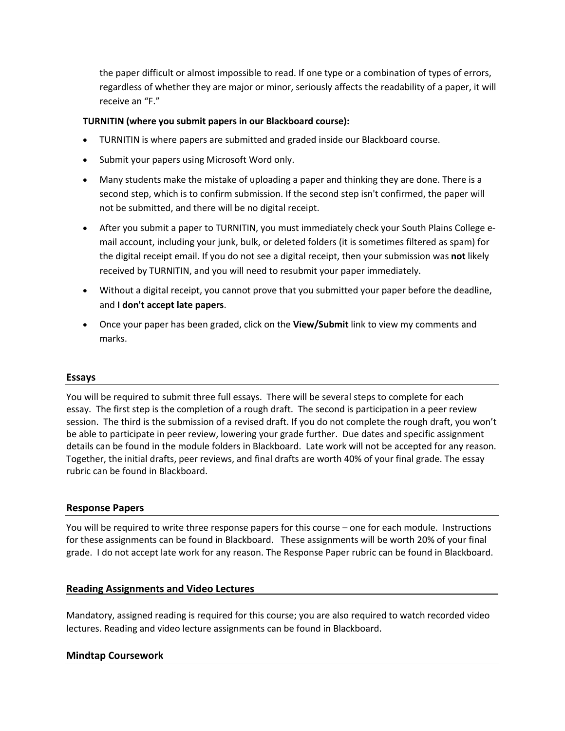the paper difficult or almost impossible to read. If one type or a combination of types of errors, regardless of whether they are major or minor, seriously affects the readability of a paper, it will receive an “F.”

**TURNITIN (where you submit papers in our Blackboard course):**

- TURNITIN is where papers are submitted and graded inside our Blackboard course.
- Submit your papers using Microsoft Word only.
- Many students make the mistake of uploading a paper and thinking they are done. There is a second step, which is to confirm submission. If the second step isn't confirmed, the paper will not be submitted, and there will be no digital receipt.
- After you submit a paper to TURNITIN, you must immediately check your South Plains College e-mail account, including your junk, bulk, or deleted folders (it is sometimes filtered as spam) for the digital receipt email. If you do not see a digital receipt, then your submission was **not** likely received by TURNITIN, and you will need to resubmit your paper immediately.
- Without a digital receipt, you cannot prove that you submitted your paper before the deadline, and **I don't accept late papers**.
- Once your paper has been graded, click on the **View/Submit** link to view my comments and marks.

## Essays

You will be required to submit three full essays. There will be several steps to complete for each essay. The first step is the completion of a rough draft. The second is participation in a peer review session. The third is the submission of a revised draft. If you do not complete the rough draft, you won’t be able to participate in peer review, lowering your grade further. Due dates and specific assignment details can be found in the module folders in Blackboard. Late work will not be accepted for any reason. Together, the initial drafts, peer reviews, and final drafts are worth 40% of your final grade. The essay rubric can be found in Blackboard.

## Response Papers

You will be required to write three response papers for this course – one for each module. Instructions for these assignments can be found in Blackboard. These assignments will be worth 20% of your final grade. I do not accept late work for any reason. The Response Paper rubric can be found in Blackboard.

## Reading Assignments and Video Lectures

Mandatory, assigned reading is required for this course; you are also required to watch recorded video lectures. Reading and video lecture assignments can be found in Blackboard.

## Mindtap Coursework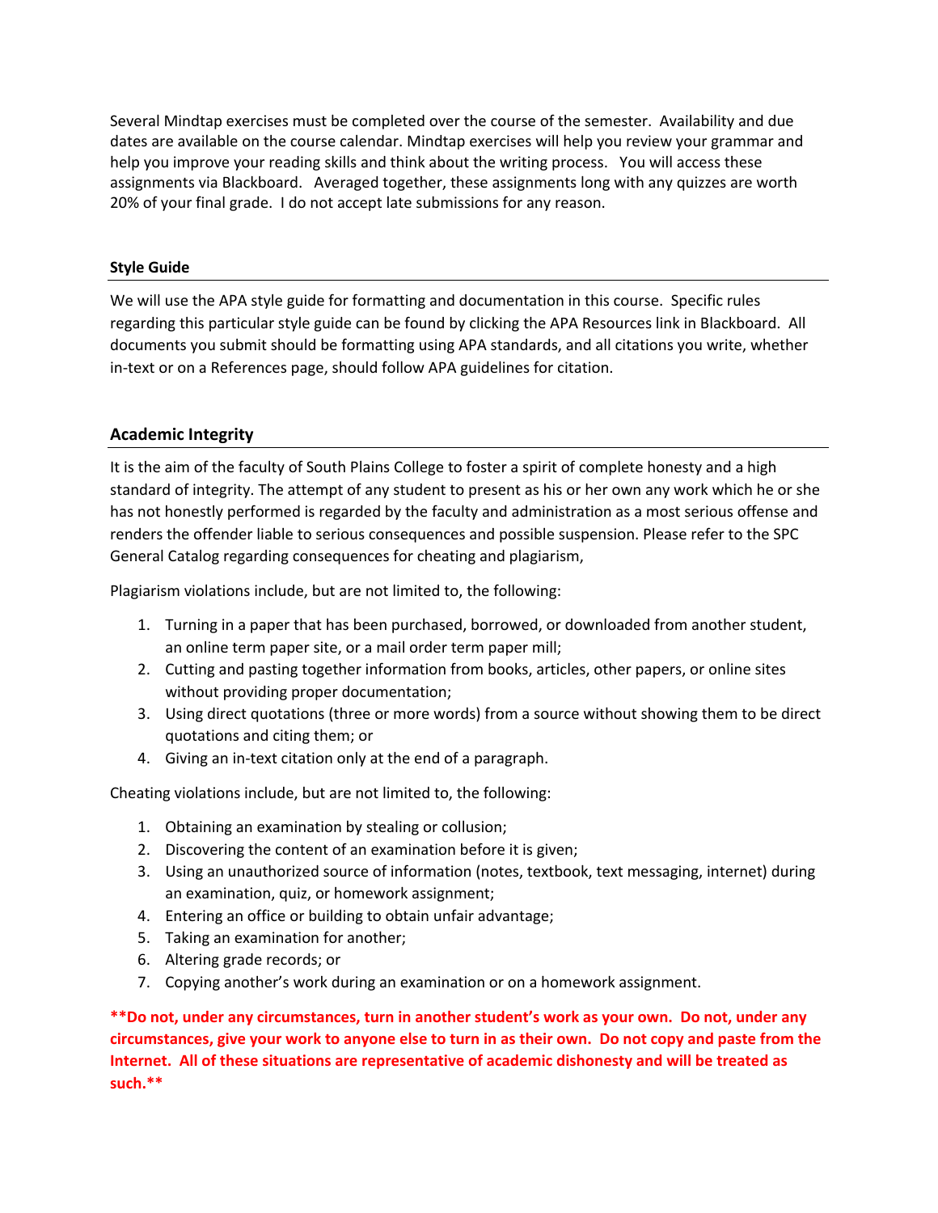Several Mindtap exercises must be completed over the course of the semester. Availability and due dates are available on the course calendar. Mindtap exercises will help you review your grammar and help you improve your reading skills and think about the writing process. You will access these assignments via Blackboard. Averaged together, these assignments long with any quizzes are worth 20% of your final grade. I do not accept late submissions for any reason.

### Style Guide

We will use the APA style guide for formatting and documentation in this course. Specific rules regarding this particular style guide can be found by clicking the APA Resources link in Blackboard. All documents you submit should be formatting using APA standards, and all citations you write, whether in-text or on a References page, should follow APA guidelines for citation.

## Academic Integrity

It is the aim of the faculty of South Plains College to foster a spirit of complete honesty and a high standard of integrity. The attempt of any student to present as his or her own any work which he or she has not honestly performed is regarded by the faculty and administration as a most serious offense and renders the offender liable to serious consequences and possible suspension. Please refer to the SPC General Catalog regarding consequences for cheating and plagiarism,

Plagiarism violations include, but are not limited to, the following:

1. Turning in a paper that has been purchased, borrowed, or downloaded from another student, an online term paper site, or a mail order term paper mill;
2. Cutting and pasting together information from books, articles, other papers, or online sites without providing proper documentation;
3. Using direct quotations (three or more words) from a source without showing them to be direct quotations and citing them; or
4. Giving an in-text citation only at the end of a paragraph.

Cheating violations include, but are not limited to, the following:

1. Obtaining an examination by stealing or collusion;
2. Discovering the content of an examination before it is given;
3. Using an unauthorized source of information (notes, textbook, text messaging, internet) during an examination, quiz, or homework assignment;
4. Entering an office or building to obtain unfair advantage;
5. Taking an examination for another;
6. Altering grade records; or
7. Copying another's work during an examination or on a homework assignment.

**\*\*Do not, under any circumstances, turn in another student's work as your own. Do not, under any circumstances, give your work to anyone else to turn in as their own. Do not copy and paste from the Internet. All of these situations are representative of academic dishonesty and will be treated as such.\*\***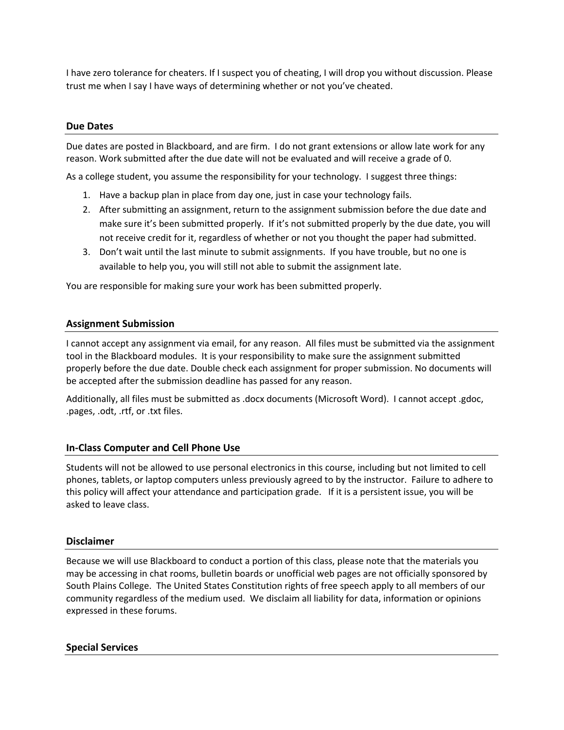I have zero tolerance for cheaters. If I suspect you of cheating, I will drop you without discussion. Please trust me when I say I have ways of determining whether or not you've cheated.

## Due Dates

Due dates are posted in Blackboard, and are firm. I do not grant extensions or allow late work for any reason. Work submitted after the due date will not be evaluated and will receive a grade of 0.

As a college student, you assume the responsibility for your technology. I suggest three things:

1. Have a backup plan in place from day one, just in case your technology fails.
2. After submitting an assignment, return to the assignment submission before the due date and make sure it's been submitted properly. If it's not submitted properly by the due date, you will not receive credit for it, regardless of whether or not you thought the paper had submitted.
3. Don't wait until the last minute to submit assignments. If you have trouble, but no one is available to help you, you will still not able to submit the assignment late.

You are responsible for making sure your work has been submitted properly.

## Assignment Submission

I cannot accept any assignment via email, for any reason. All files must be submitted via the assignment tool in the Blackboard modules. It is your responsibility to make sure the assignment submitted properly before the due date. Double check each assignment for proper submission. No documents will be accepted after the submission deadline has passed for any reason.

Additionally, all files must be submitted as .docx documents (Microsoft Word). I cannot accept .gdoc, .pages, .odt, .rtf, or .txt files.

## In-Class Computer and Cell Phone Use

Students will not be allowed to use personal electronics in this course, including but not limited to cell phones, tablets, or laptop computers unless previously agreed to by the instructor. Failure to adhere to this policy will affect your attendance and participation grade. If it is a persistent issue, you will be asked to leave class.

## Disclaimer

Because we will use Blackboard to conduct a portion of this class, please note that the materials you may be accessing in chat rooms, bulletin boards or unofficial web pages are not officially sponsored by South Plains College. The United States Constitution rights of free speech apply to all members of our community regardless of the medium used. We disclaim all liability for data, information or opinions expressed in these forums.

## Special Services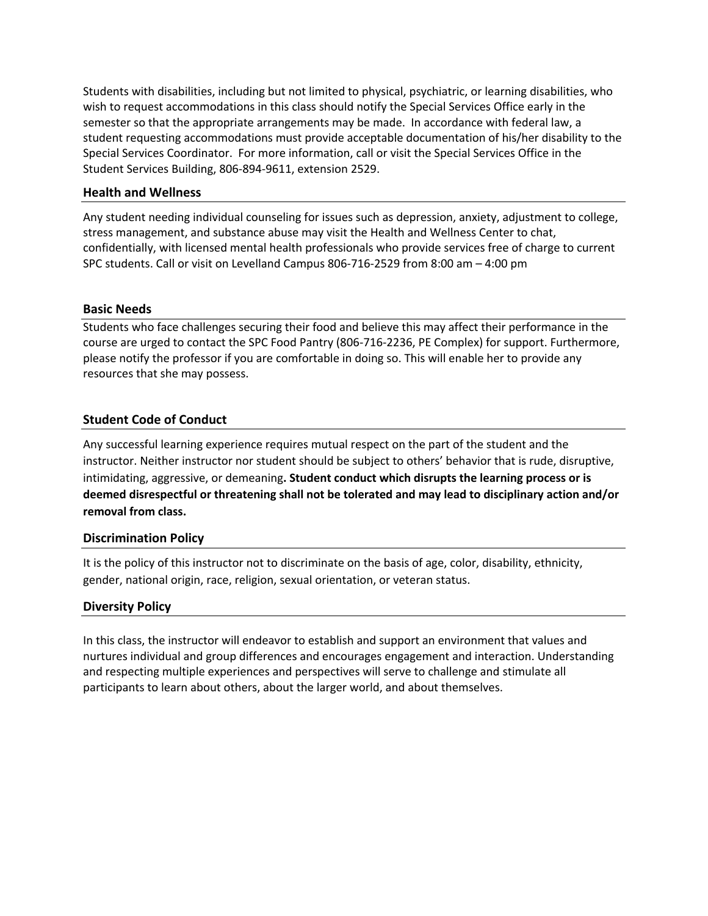Students with disabilities, including but not limited to physical, psychiatric, or learning disabilities, who wish to request accommodations in this class should notify the Special Services Office early in the semester so that the appropriate arrangements may be made. In accordance with federal law, a student requesting accommodations must provide acceptable documentation of his/her disability to the Special Services Coordinator. For more information, call or visit the Special Services Office in the Student Services Building, 806-894-9611, extension 2529.

## Health and Wellness

Any student needing individual counseling for issues such as depression, anxiety, adjustment to college, stress management, and substance abuse may visit the Health and Wellness Center to chat, confidentially, with licensed mental health professionals who provide services free of charge to current SPC students. Call or visit on Levelland Campus 806-716-2529 from 8:00 am – 4:00 pm

## Basic Needs

Students who face challenges securing their food and believe this may affect their performance in the course are urged to contact the SPC Food Pantry (806-716-2236, PE Complex) for support. Furthermore, please notify the professor if you are comfortable in doing so. This will enable her to provide any resources that she may possess.

## Student Code of Conduct

Any successful learning experience requires mutual respect on the part of the student and the instructor. Neither instructor nor student should be subject to others' behavior that is rude, disruptive, intimidating, aggressive, or demeaning**. Student conduct which disrupts the learning process or is deemed disrespectful or threatening shall not be tolerated and may lead to disciplinary action and/or removal from class.**

## Discrimination Policy

It is the policy of this instructor not to discriminate on the basis of age, color, disability, ethnicity, gender, national origin, race, religion, sexual orientation, or veteran status.

## Diversity Policy

In this class, the instructor will endeavor to establish and support an environment that values and nurtures individual and group differences and encourages engagement and interaction. Understanding and respecting multiple experiences and perspectives will serve to challenge and stimulate all participants to learn about others, about the larger world, and about themselves.